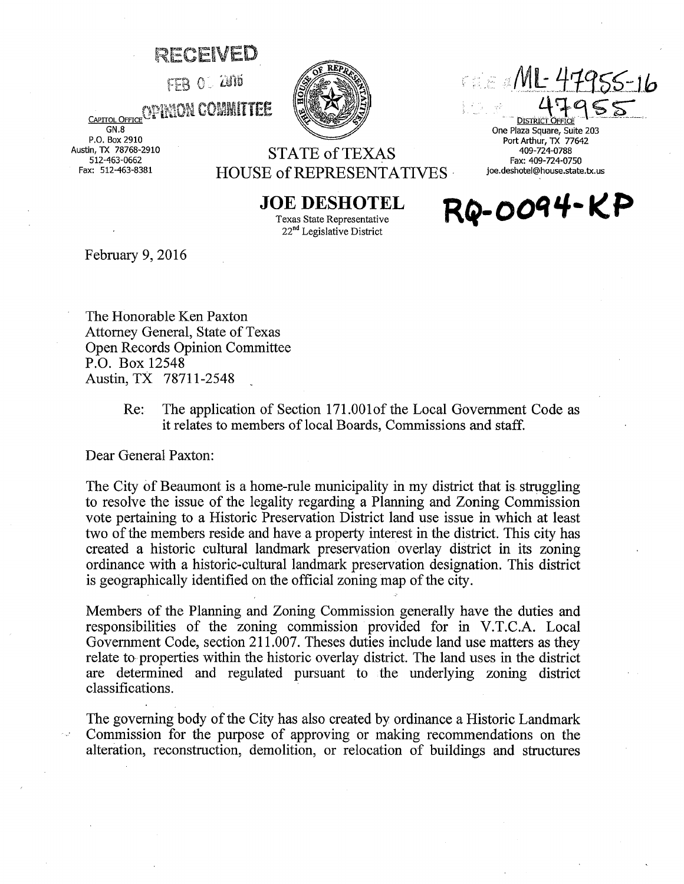RECEIVED

FEB 0_ 2016

OPINION COMMITTEE

CAPITOL OFFICE
GN.8
P.O. Box 2910
Austin, TX 78768-2910
512-463-0662
Fax: 512-463-8381

FILE # ML-47955-16
I.D. # 47955

DISTRICT OFFICE
One Plaza Square, Suite 203
Port Arthur, TX 77642
409-724-0788
Fax: 409-724-0750
joe.deshotel@house.state.tx.us

STATE of TEXAS
HOUSE of REPRESENTATIVES

**JOE DESHOTEL**
Texas State Representative
22nd Legislative District

**RQ-0094-KP**

February 9, 2016

The Honorable Ken Paxton
Attorney General, State of Texas
Open Records Opinion Committee
P.O. Box 12548
Austin, TX 78711-2548

Re: The application of Section 171.001of the Local Government Code as it relates to members of local Boards, Commissions and staff.

Dear General Paxton:

The City of Beaumont is a home-rule municipality in my district that is struggling to resolve the issue of the legality regarding a Planning and Zoning Commission vote pertaining to a Historic Preservation District land use issue in which at least two of the members reside and have a property interest in the district. This city has created a historic cultural landmark preservation overlay district in its zoning ordinance with a historic-cultural landmark preservation designation. This district is geographically identified on the official zoning map of the city.

Members of the Planning and Zoning Commission generally have the duties and responsibilities of the zoning commission provided for in V.T.C.A. Local Government Code, section 211.007. Theses duties include land use matters as they relate to properties within the historic overlay district. The land uses in the district are determined and regulated pursuant to the underlying zoning district classifications.

The governing body of the City has also created by ordinance a Historic Landmark Commission for the purpose of approving or making recommendations on the alteration, reconstruction, demolition, or relocation of buildings and structures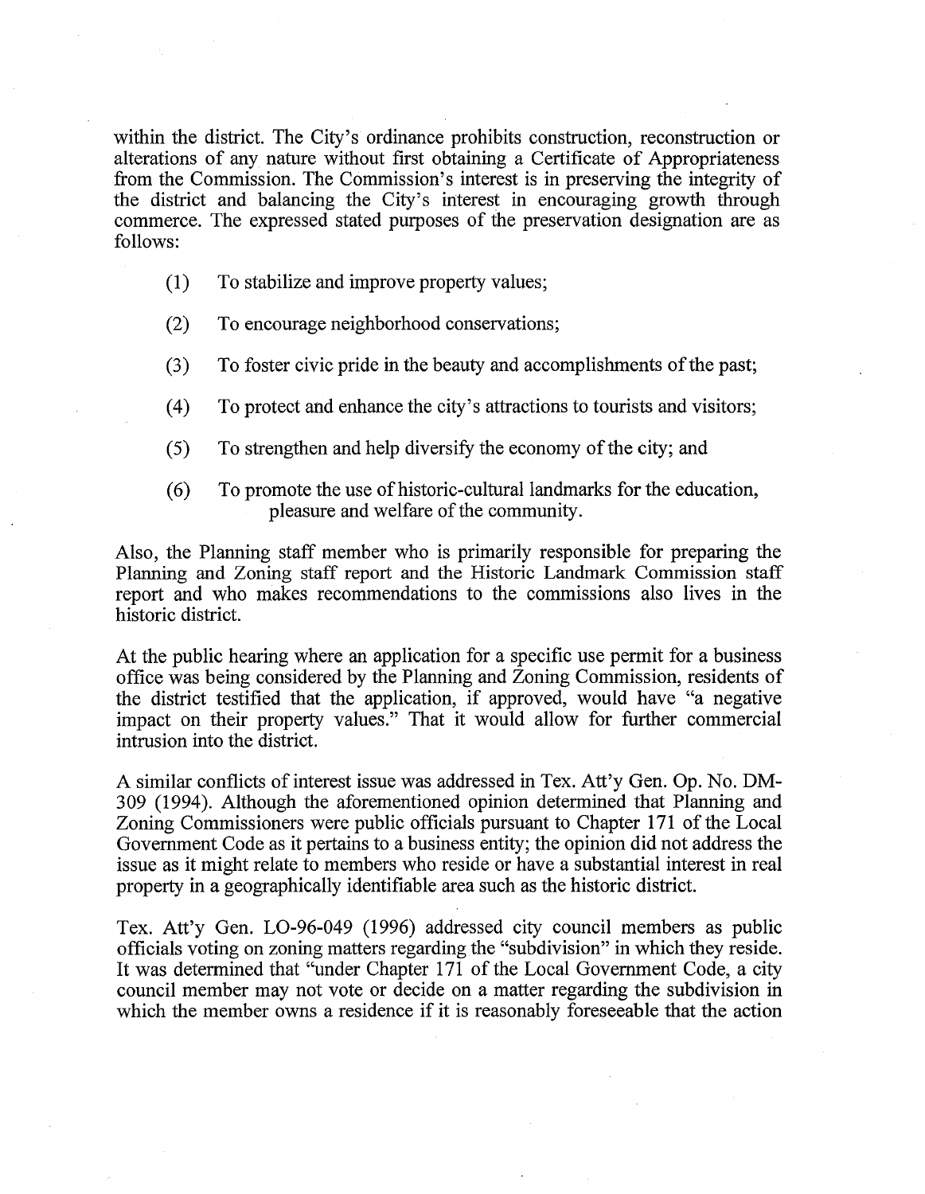within the district. The City's ordinance prohibits construction, reconstruction or alterations of any nature without first obtaining a Certificate of Appropriateness from the Commission. The Commission's interest is in preserving the integrity of the district and balancing the City's interest in encouraging growth through commerce. The expressed stated purposes of the preservation designation are as follows:

(1) To stabilize and improve property values;

(2) To encourage neighborhood conservations;

(3) To foster civic pride in the beauty and accomplishments of the past;

(4) To protect and enhance the city's attractions to tourists and visitors;

(5) To strengthen and help diversify the economy of the city; and

(6) To promote the use of historic-cultural landmarks for the education, pleasure and welfare of the community.

Also, the Planning staff member who is primarily responsible for preparing the Planning and Zoning staff report and the Historic Landmark Commission staff report and who makes recommendations to the commissions also lives in the historic district.

At the public hearing where an application for a specific use permit for a business office was being considered by the Planning and Zoning Commission, residents of the district testified that the application, if approved, would have "a negative impact on their property values." That it would allow for further commercial intrusion into the district.

A similar conflicts of interest issue was addressed in Tex. Att'y Gen. Op. No. DM-309 (1994). Although the aforementioned opinion determined that Planning and Zoning Commissioners were public officials pursuant to Chapter 171 of the Local Government Code as it pertains to a business entity; the opinion did not address the issue as it might relate to members who reside or have a substantial interest in real property in a geographically identifiable area such as the historic district.

Tex. Att'y Gen. LO-96-049 (1996) addressed city council members as public officials voting on zoning matters regarding the "subdivision" in which they reside. It was determined that "under Chapter 171 of the Local Government Code, a city council member may not vote or decide on a matter regarding the subdivision in which the member owns a residence if it is reasonably foreseeable that the action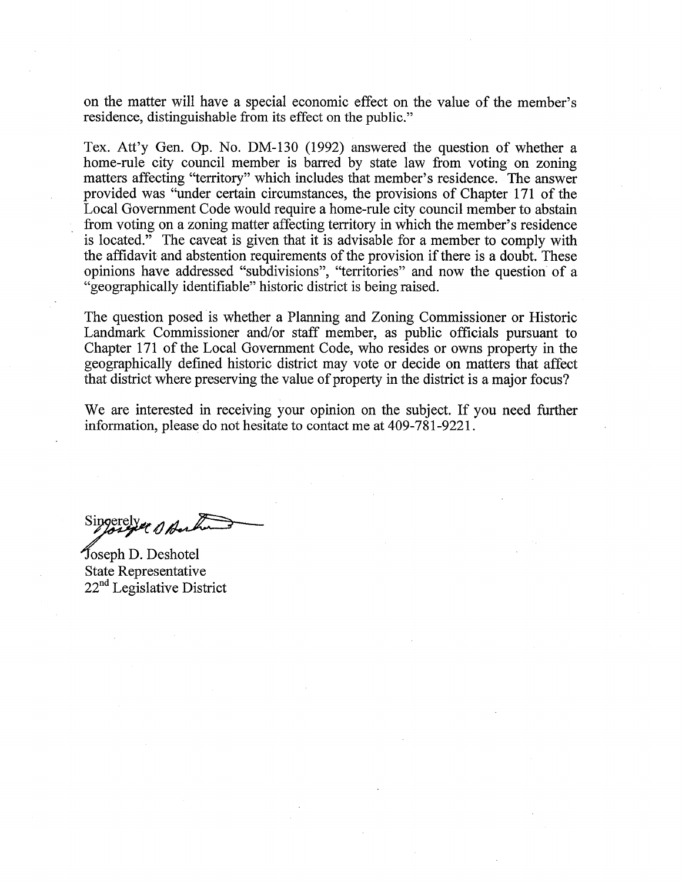on the matter will have a special economic effect on the value of the member's residence, distinguishable from its effect on the public."

Tex. Att'y Gen. Op. No. DM-130 (1992) answered the question of whether a home-rule city council member is barred by state law from voting on zoning matters affecting "territory" which includes that member's residence. The answer provided was "under certain circumstances, the provisions of Chapter 171 of the Local Government Code would require a home-rule city council member to abstain from voting on a zoning matter affecting territory in which the member's residence is located." The caveat is given that it is advisable for a member to comply with the affidavit and abstention requirements of the provision if there is a doubt. These opinions have addressed "subdivisions", "territories" and now the question of a "geographically identifiable" historic district is being raised.

The question posed is whether a Planning and Zoning Commissioner or Historic Landmark Commissioner and/or staff member, as public officials pursuant to Chapter 171 of the Local Government Code, who resides or owns property in the geographically defined historic district may vote or decide on matters that affect that district where preserving the value of property in the district is a major focus?

We are interested in receiving your opinion on the subject. If you need further information, please do not hesitate to contact me at 409-781-9221.

Sincerely,

Joseph D. Deshotel
State Representative
22nd Legislative District